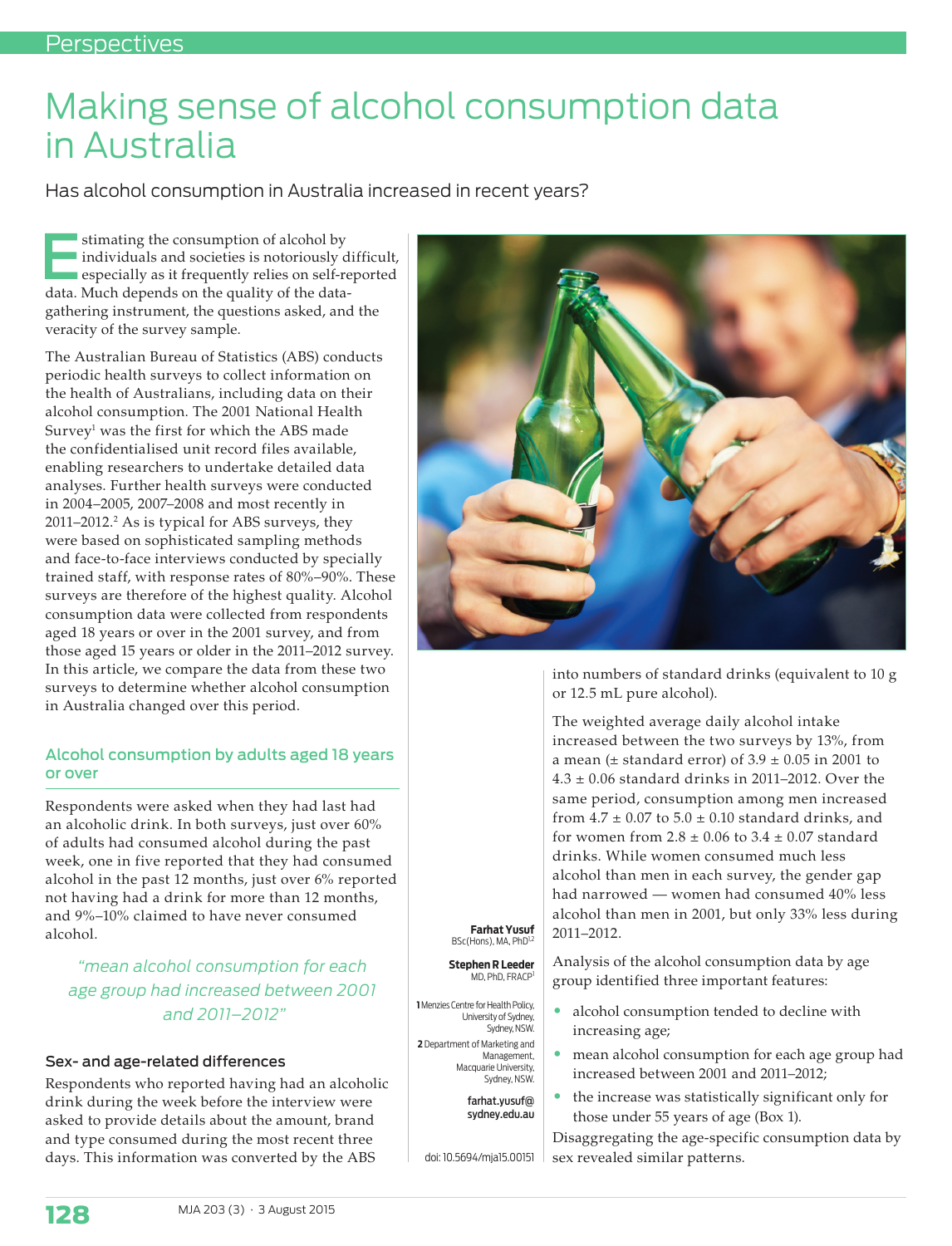# Making sense of alcohol consumption data in Australia

Has alcohol consumption in Australia increased in recent years?

Estimating the consumption of alcohol by individuals and societies is notoriously difficult, especially as it frequently relies on self-reported data. Much depends on the quality of the data-gathering instrument, the questions asked, and the veracity of the survey sample.

The Australian Bureau of Statistics (ABS) conducts periodic health surveys to collect information on the health of Australians, including data on their alcohol consumption. The 2001 National Health Survey[1] was the first for which the ABS made the confidentialised unit record files available, enabling researchers to undertake detailed data analyses. Further health surveys were conducted in 2004–2005, 2007–2008 and most recently in 2011–2012.[2] As is typical for ABS surveys, they were based on sophisticated sampling methods and face-to-face interviews conducted by specially trained staff, with response rates of 80%–90%. These surveys are therefore of the highest quality. Alcohol consumption data were collected from respondents aged 18 years or over in the 2001 survey, and from those aged 15 years or older in the 2011–2012 survey. In this article, we compare the data from these two surveys to determine whether alcohol consumption in Australia changed over this period.

## Alcohol consumption by adults aged 18 years or over

Respondents were asked when they had last had an alcoholic drink. In both surveys, just over 60% of adults had consumed alcohol during the past week, one in five reported that they had consumed alcohol in the past 12 months, just over 6% reported not having had a drink for more than 12 months, and 9%–10% claimed to have never consumed alcohol.

> *"mean alcohol consumption for each age group had increased between 2001 and 2011–2012"*

### Sex- and age-related differences

Respondents who reported having had an alcoholic drink during the week before the interview were asked to provide details about the amount, brand and type consumed during the most recent three days. This information was converted by the ABS into numbers of standard drinks (equivalent to 10 g or 12.5 mL pure alcohol).

The weighted average daily alcohol intake increased between the two surveys by 13%, from a mean (± standard error) of 3.9 ± 0.05 in 2001 to 4.3 ± 0.06 standard drinks in 2011–2012. Over the same period, consumption among men increased from 4.7 ± 0.07 to 5.0 ± 0.10 standard drinks, and for women from 2.8 ± 0.06 to 3.4 ± 0.07 standard drinks. While women consumed much less alcohol than men in each survey, the gender gap had narrowed — women had consumed 40% less alcohol than men in 2001, but only 33% less during 2011–2012.

Analysis of the alcohol consumption data by age group identified three important features:

- alcohol consumption tended to decline with increasing age;
- mean alcohol consumption for each age group had increased between 2001 and 2011–2012;
- the increase was statistically significant only for those under 55 years of age (Box 1).

Disaggregating the age-specific consumption data by sex revealed similar patterns.

**Farhat Yusuf** BSc(Hons), MA, PhD[1,2]

**Stephen R Leeder** MD, PhD, FRACP[1]

1 Menzies Centre for Health Policy, University of Sydney, Sydney, NSW.

2 Department of Marketing and Management, Macquarie University, Sydney, NSW.

**farhat.yusuf@sydney.edu.au**

doi: 10.5694/mja15.00151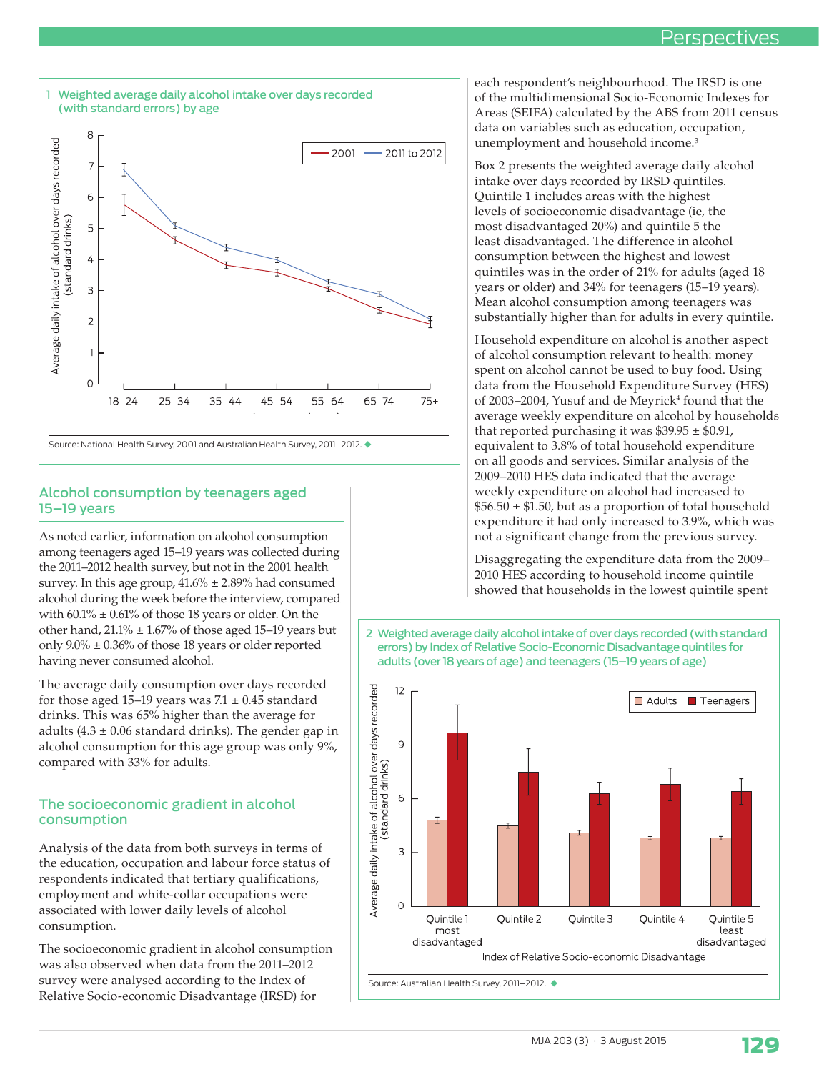1 Weighted average daily alcohol intake over days recorded (with standard errors) by age

Source: National Health Survey, 2001 and Australian Health Survey, 2011–2012.

## Alcohol consumption by teenagers aged 15–19 years

As noted earlier, information on alcohol consumption among teenagers aged 15–19 years was collected during the 2011–2012 health survey, but not in the 2001 health survey. In this age group, 41.6% ± 2.89% had consumed alcohol during the week before the interview, compared with 60.1% ± 0.61% of those 18 years or older. On the other hand, 21.1% ± 1.67% of those aged 15–19 years but only 9.0% ± 0.36% of those 18 years or older reported having never consumed alcohol.

The average daily consumption over days recorded for those aged 15–19 years was 7.1 ± 0.45 standard drinks. This was 65% higher than the average for adults (4.3 ± 0.06 standard drinks). The gender gap in alcohol consumption for this age group was only 9%, compared with 33% for adults.

## The socioeconomic gradient in alcohol consumption

Analysis of the data from both surveys in terms of the education, occupation and labour force status of respondents indicated that tertiary qualifications, employment and white-collar occupations were associated with lower daily levels of alcohol consumption.

The socioeconomic gradient in alcohol consumption was also observed when data from the 2011–2012 survey were analysed according to the Index of Relative Socio-economic Disadvantage (IRSD) for each respondent's neighbourhood. The IRSD is one of the multidimensional Socio-Economic Indexes for Areas (SEIFA) calculated by the ABS from 2011 census data on variables such as education, occupation, unemployment and household income.[3]

Box 2 presents the weighted average daily alcohol intake over days recorded by IRSD quintiles. Quintile 1 includes areas with the highest levels of socioeconomic disadvantage (ie, the most disadvantaged 20%) and quintile 5 the least disadvantaged. The difference in alcohol consumption between the highest and lowest quintiles was in the order of 21% for adults (aged 18 years or older) and 34% for teenagers (15–19 years). Mean alcohol consumption among teenagers was substantially higher than for adults in every quintile.

Household expenditure on alcohol is another aspect of alcohol consumption relevant to health: money spent on alcohol cannot be used to buy food. Using data from the Household Expenditure Survey (HES) of 2003–2004, Yusuf and de Meyrick[4] found that the average weekly expenditure on alcohol by households that reported purchasing it was $39.95 ± $0.91, equivalent to 3.8% of total household expenditure on all goods and services. Similar analysis of the 2009–2010 HES data indicated that the average weekly expenditure on alcohol had increased to $56.50 ± $1.50, but as a proportion of total household expenditure it had only increased to 3.9%, which was not a significant change from the previous survey.

Disaggregating the expenditure data from the 2009–2010 HES according to household income quintile showed that households in the lowest quintile spent

2 Weighted average daily alcohol intake of over days recorded (with standard errors) by Index of Relative Socio-Economic Disadvantage quintiles for adults (over 18 years of age) and teenagers (15–19 years of age)

Source: Australian Health Survey, 2011–2012.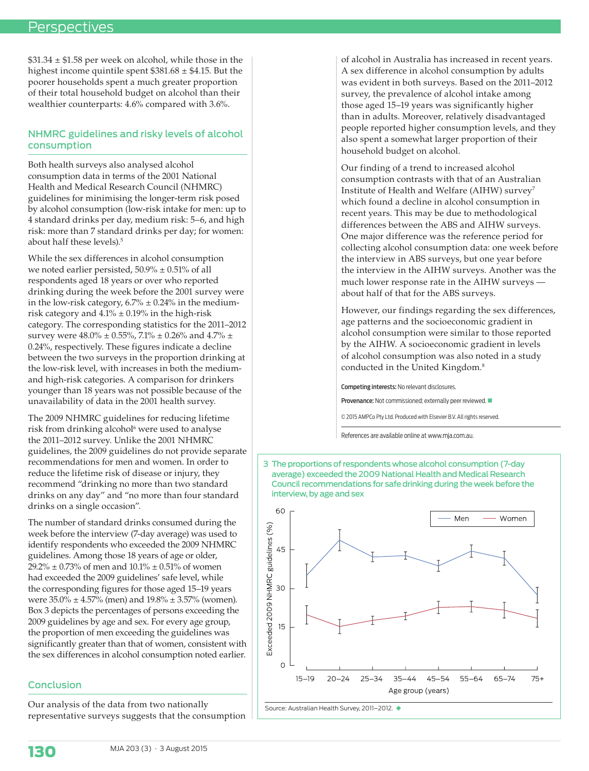$31.34 ± $1.58 per week on alcohol, while those in the highest income quintile spent $381.68 ± $4.15. But the poorer households spent a much greater proportion of their total household budget on alcohol than their wealthier counterparts: 4.6% compared with 3.6%.

## NHMRC guidelines and risky levels of alcohol consumption

Both health surveys also analysed alcohol consumption data in terms of the 2001 National Health and Medical Research Council (NHMRC) guidelines for minimising the longer-term risk posed by alcohol consumption (low-risk intake for men: up to 4 standard drinks per day, medium risk: 5–6, and high risk: more than 7 standard drinks per day; for women: about half these levels).[5]

While the sex differences in alcohol consumption we noted earlier persisted, 50.9% ± 0.51% of all respondents aged 18 years or over who reported drinking during the week before the 2001 survey were in the low-risk category, 6.7% ± 0.24% in the medium-risk category and 4.1% ± 0.19% in the high-risk category. The corresponding statistics for the 2011–2012 survey were 48.0% ± 0.55%, 7.1% ± 0.26% and 4.7% ± 0.24%, respectively. These figures indicate a decline between the two surveys in the proportion drinking at the low-risk level, with increases in both the medium- and high-risk categories. A comparison for drinkers younger than 18 years was not possible because of the unavailability of data in the 2001 health survey.

The 2009 NHMRC guidelines for reducing lifetime risk from drinking alcohol[6] were used to analyse the 2011–2012 survey. Unlike the 2001 NHMRC guidelines, the 2009 guidelines do not provide separate recommendations for men and women. In order to reduce the lifetime risk of disease or injury, they recommend "drinking no more than two standard drinks on any day" and "no more than four standard drinks on a single occasion".

The number of standard drinks consumed during the week before the interview (7-day average) was used to identify respondents who exceeded the 2009 NHMRC guidelines. Among those 18 years of age or older, 29.2% ± 0.73% of men and 10.1% ± 0.51% of women had exceeded the 2009 guidelines' safe level, while the corresponding figures for those aged 15–19 years were 35.0% ± 4.57% (men) and 19.8% ± 3.57% (women). Box 3 depicts the percentages of persons exceeding the 2009 guidelines by age and sex. For every age group, the proportion of men exceeding the guidelines was significantly greater than that of women, consistent with the sex differences in alcohol consumption noted earlier.

## Conclusion

Our analysis of the data from two nationally representative surveys suggests that the consumption of alcohol in Australia has increased in recent years. A sex difference in alcohol consumption by adults was evident in both surveys. Based on the 2011–2012 survey, the prevalence of alcohol intake among those aged 15–19 years was significantly higher than in adults. Moreover, relatively disadvantaged people reported higher consumption levels, and they also spent a somewhat larger proportion of their household budget on alcohol.

Our finding of a trend to increased alcohol consumption contrasts with that of an Australian Institute of Health and Welfare (AIHW) survey[7] which found a decline in alcohol consumption in recent years. This may be due to methodological differences between the ABS and AIHW surveys. One major difference was the reference period for collecting alcohol consumption data: one week before the interview in ABS surveys, but one year before the interview in the AIHW surveys. Another was the much lower response rate in the AIHW surveys — about half of that for the ABS surveys.

However, our findings regarding the sex differences, age patterns and the socioeconomic gradient in alcohol consumption were similar to those reported by the AIHW. A socioeconomic gradient in levels of alcohol consumption was also noted in a study conducted in the United Kingdom.[8]

**Competing interests:** No relevant disclosures.

**Provenance:** Not commissioned; externally peer reviewed.

© 2015 AMPCo Pty Ltd. Produced with Elsevier B.V. All rights reserved.

References are available online at www.mja.com.au.

**3 The proportions of respondents whose alcohol consumption (7-day average) exceeded the 2009 National Health and Medical Research Council recommendations for safe drinking during the week before the interview, by age and sex**

Source: Australian Health Survey, 2011–2012.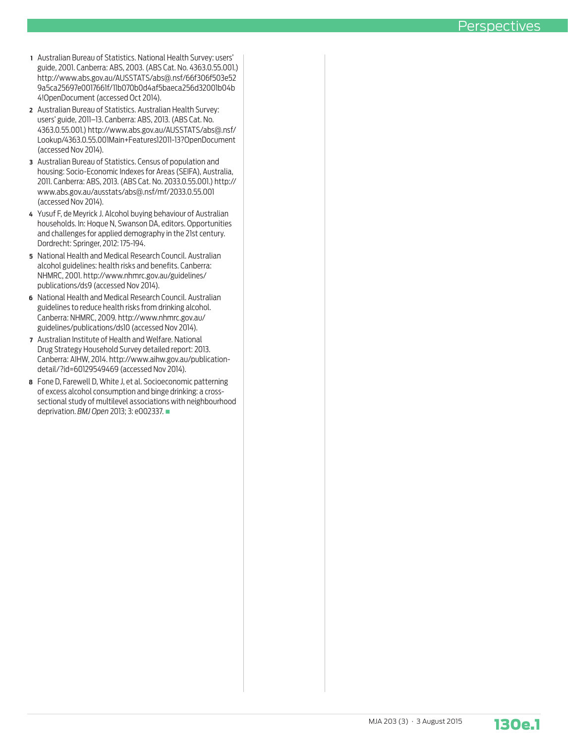1. Australian Bureau of Statistics. National Health Survey: users' guide, 2001. Canberra: ABS, 2003. (ABS Cat. No. 4363.0.55.001.) http://www.abs.gov.au/AUSSTATS/abs@.nsf/66f306f503e529a5ca25697e0017661f/11b070b0d4af5baeca256d32001b04b4!OpenDocument (accessed Oct 2014).
2. Australian Bureau of Statistics. Australian Health Survey: users' guide, 2011–13. Canberra: ABS, 2013. (ABS Cat. No. 4363.0.55.001.) http://www.abs.gov.au/AUSSTATS/abs@.nsf/Lookup/4363.0.55.001Main+Features12011-13?OpenDocument (accessed Nov 2014).
3. Australian Bureau of Statistics. Census of population and housing: Socio-Economic Indexes for Areas (SEIFA), Australia, 2011. Canberra: ABS, 2013. (ABS Cat. No. 2033.0.55.001.) http://www.abs.gov.au/ausstats/abs@.nsf/mf/2033.0.55.001 (accessed Nov 2014).
4. Yusuf F, de Meyrick J. Alcohol buying behaviour of Australian households. In: Hoque N, Swanson DA, editors. Opportunities and challenges for applied demography in the 21st century. Dordrecht: Springer, 2012: 175-194.
5. National Health and Medical Research Council. Australian alcohol guidelines: health risks and benefits. Canberra: NHMRC, 2001. http://www.nhmrc.gov.au/guidelines/publications/ds9 (accessed Nov 2014).
6. National Health and Medical Research Council. Australian guidelines to reduce health risks from drinking alcohol. Canberra: NHMRC, 2009. http://www.nhmrc.gov.au/guidelines/publications/ds10 (accessed Nov 2014).
7. Australian Institute of Health and Welfare. National Drug Strategy Household Survey detailed report: 2013. Canberra: AIHW, 2014. http://www.aihw.gov.au/publication-detail/?id=60129549469 (accessed Nov 2014).
8. Fone D, Farewell D, White J, et al. Socioeconomic patterning of excess alcohol consumption and binge drinking: a cross-sectional study of multilevel associations with neighbourhood deprivation. *BMJ Open* 2013; 3: e002337. ■